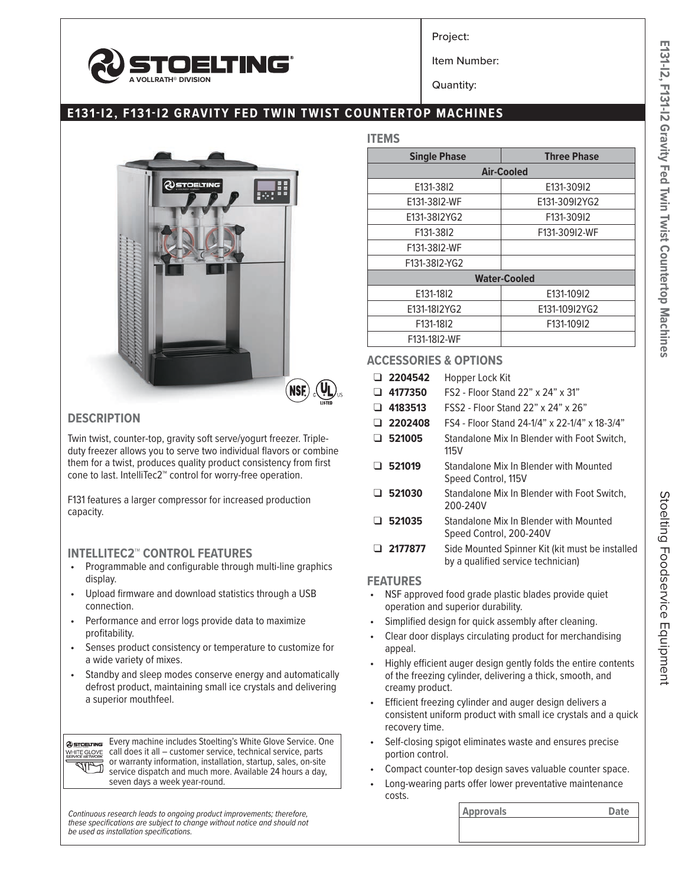Project:

Item Number:

Quantity:

# E131-I2, F131-I2 GRAVITY FED TWIN TWIST COUNTERTOP MACHINES

## DESCRIPTION

Twin twist, counter-top, gravity soft serve/yogurt freezer. Triple-duty freezer allows you to serve two individual flavors or combine them for a twist, produces quality product consistency from first cone to last. IntelliTec2™ control for worry-free operation.

F131 features a larger compressor for increased production capacity.

## INTELLITEC2™ CONTROL FEATURES

- Programmable and configurable through multi-line graphics display.
- Upload firmware and download statistics through a USB connection.
- Performance and error logs provide data to maximize profitability.
- Senses product consistency or temperature to customize for a wide variety of mixes.
- Standby and sleep modes conserve energy and automatically defrost product, maintaining small ice crystals and delivering a superior mouthfeel.

Every machine includes Stoelting's White Glove Service. One call does it all – customer service, technical service, parts or warranty information, installation, startup, sales, on-site service dispatch and much more. Available 24 hours a day, seven days a week year-round.

*Continuous research leads to ongoing product improvements; therefore, these specifications are subject to change without notice and should not be used as installation specifications.*

## ITEMS

| Single Phase | Three Phase |
|---|---|
| **Air-Cooled** | |
| E131-38I2 | E131-309I2 |
| E131-38I2-WF | E131-309I2YG2 |
| E131-38I2YG2 | F131-309I2 |
| F131-38I2 | F131-309I2-WF |
| F131-38I2-WF | |
| F131-38I2-YG2 | |
| **Water-Cooled** | |
| E131-18I2 | E131-109I2 |
| E131-18I2YG2 | E131-109I2YG2 |
| F131-18I2 | F131-109I2 |
| F131-18I2-WF | |

## ACCESSORIES & OPTIONS

- ❑ **2204542** Hopper Lock Kit
- ❑ **4177350** FS2 - Floor Stand 22" x 24" x 31"
- ❑ **4183513** FSS2 - Floor Stand 22" x 24" x 26"
- ❑ **2202408** FS4 - Floor Stand 24-1/4" x 22-1/4" x 18-3/4"
- ❑ **521005** Standalone Mix In Blender with Foot Switch, 115V
- ❑ **521019** Standalone Mix In Blender with Mounted Speed Control, 115V
- ❑ **521030** Standalone Mix In Blender with Foot Switch, 200-240V
- ❑ **521035** Standalone Mix In Blender with Mounted Speed Control, 200-240V
- ❑ **2177877** Side Mounted Spinner Kit (kit must be installed by a qualified service technician)

## FEATURES

- NSF approved food grade plastic blades provide quiet operation and superior durability.
- Simplified design for quick assembly after cleaning.
- Clear door displays circulating product for merchandising appeal.
- Highly efficient auger design gently folds the entire contents of the freezing cylinder, delivering a thick, smooth, and creamy product.
- Efficient freezing cylinder and auger design delivers a consistent uniform product with small ice crystals and a quick recovery time.
- Self-closing spigot eliminates waste and ensures precise portion control.
- Compact counter-top design saves valuable counter space.
- Long-wearing parts offer lower preventative maintenance costs.

| Approvals | Date |
|---|---|
| | |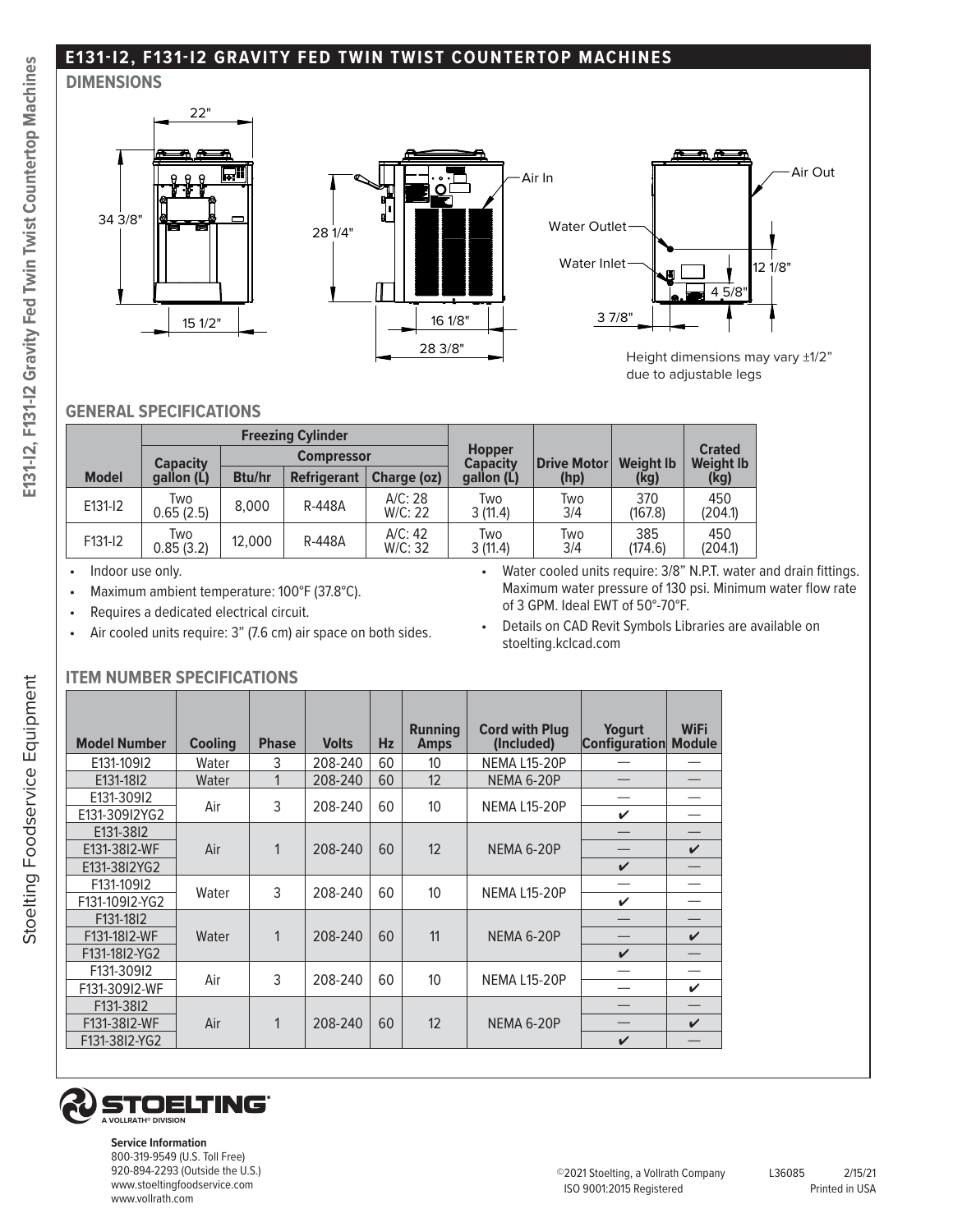## E131-I2, F131-I2 GRAVITY FED TWIN TWIST COUNTERTOP MACHINES

### DIMENSIONS

22"
34 3/8"
15 1/2"
28 1/4"
16 1/8"
28 3/8"
Air In
Air Out
Water Outlet
Water Inlet
12 1/8"
4 5/8"
3 7/8"

Height dimensions may vary ±1/2" due to adjustable legs

### GENERAL SPECIFICATIONS

| Model | Freezing Cylinder | | | | Hopper Capacity gallon (L) | Drive Motor (hp) | Weight lb (kg) | Crated Weight lb (kg) |
|---|---|---|---|---|---|---|---|---|
| | Capacity gallon (L) | Compressor | | | | | | |
| | | Btu/hr | Refrigerant | Charge (oz) | | | | |
| E131-I2 | Two 0.65 (2.5) | 8,000 | R-448A | A/C: 28 W/C: 22 | Two 3 (11.4) | Two 3/4 | 370 (167.8) | 450 (204.1) |
| F131-I2 | Two 0.85 (3.2) | 12,000 | R-448A | A/C: 42 W/C: 32 | Two 3 (11.4) | Two 3/4 | 385 (174.6) | 450 (204.1) |

- Indoor use only.
- Maximum ambient temperature: 100°F (37.8°C).
- Requires a dedicated electrical circuit.
- Air cooled units require: 3" (7.6 cm) air space on both sides.
- Water cooled units require: 3/8" N.P.T. water and drain fittings. Maximum water pressure of 130 psi. Minimum water flow rate of 3 GPM. Ideal EWT of 50°-70°F.
- Details on CAD Revit Symbols Libraries are available on stoelting.kclcad.com

### ITEM NUMBER SPECIFICATIONS

| Model Number | Cooling | Phase | Volts | Hz | Running Amps | Cord with Plug (Included) | Yogurt Configuration | WiFi Module |
|---|---|---|---|---|---|---|---|---|
| E131-109I2 | Water | 3 | 208-240 | 60 | 10 | NEMA L15-20P | — | — |
| E131-18I2 | Water | 1 | 208-240 | 60 | 12 | NEMA 6-20P | — | — |
| E131-309I2 | Air | 3 | 208-240 | 60 | 10 | NEMA L15-20P | — | — |
| E131-309I2YG2 | | | | | | | ✔ | — |
| E131-38I2 | Air | 1 | 208-240 | 60 | 12 | NEMA 6-20P | — | — |
| E131-38I2-WF | | | | | | | — | ✔ |
| E131-38I2YG2 | | | | | | | ✔ | — |
| F131-109I2 | Water | 3 | 208-240 | 60 | 10 | NEMA L15-20P | — | — |
| F131-109I2-YG2 | | | | | | | ✔ | — |
| F131-18I2 | Water | 1 | 208-240 | 60 | 11 | NEMA 6-20P | — | — |
| F131-18I2-WF | | | | | | | — | ✔ |
| F131-18I2-YG2 | | | | | | | ✔ | — |
| F131-309I2 | Air | 3 | 208-240 | 60 | 10 | NEMA L15-20P | — | — |
| F131-309I2-WF | | | | | | | — | ✔ |
| F131-38I2 | Air | 1 | 208-240 | 60 | 12 | NEMA 6-20P | — | — |
| F131-38I2-WF | | | | | | | — | ✔ |
| F131-38I2-YG2 | | | | | | | ✔ | — |

STOELTING
A VOLLRATH® DIVISION

**Service Information**
800-319-9549 (U.S. Toll Free)
920-894-2293 (Outside the U.S.)
www.stoeltingfoodservice.com
www.vollrath.com

©2021 Stoelting, a Vollrath Company
ISO 9001:2015 Registered

L36085 2/15/21
Printed in USA